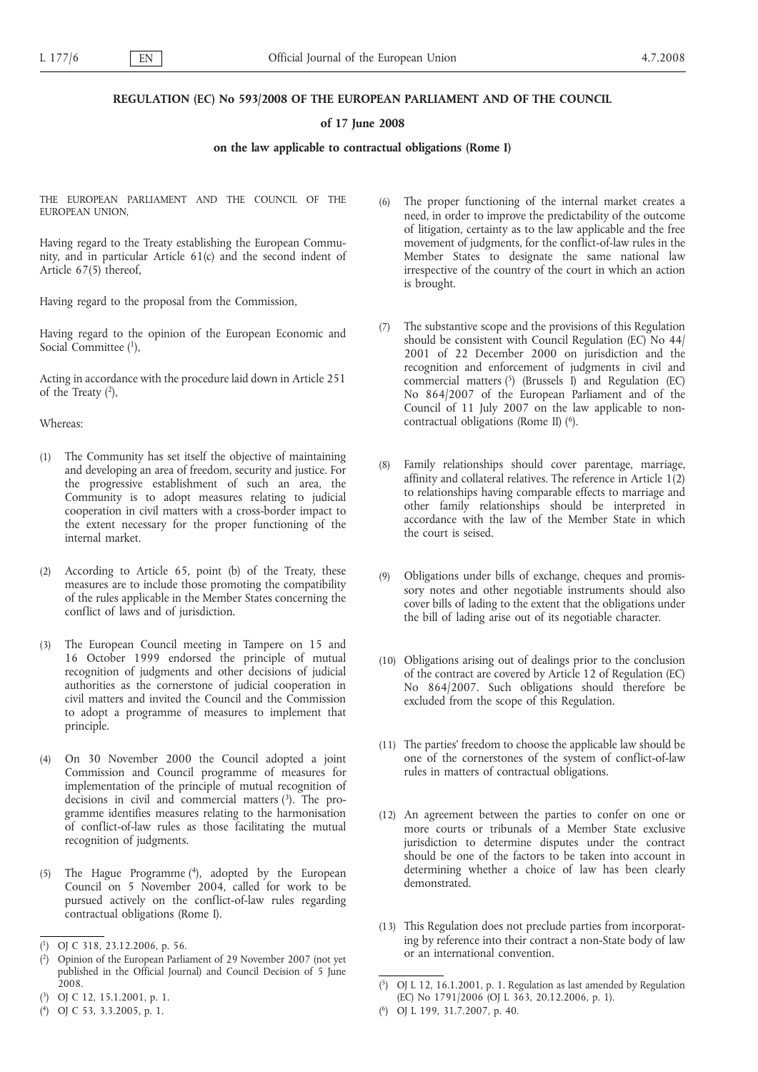# REGULATION (EC) No 593/2008 OF THE EUROPEAN PARLIAMENT AND OF THE COUNCIL

## of 17 June 2008

## on the law applicable to contractual obligations (Rome I)

THE EUROPEAN PARLIAMENT AND THE COUNCIL OF THE EUROPEAN UNION,

Having regard to the Treaty establishing the European Community, and in particular Article 61(c) and the second indent of Article 67(5) thereof,

Having regard to the proposal from the Commission,

Having regard to the opinion of the European Economic and Social Committee [1],

Acting in accordance with the procedure laid down in Article 251 of the Treaty [2],

Whereas:

(1) The Community has set itself the objective of maintaining and developing an area of freedom, security and justice. For the progressive establishment of such an area, the Community is to adopt measures relating to judicial cooperation in civil matters with a cross-border impact to the extent necessary for the proper functioning of the internal market.

(2) According to Article 65, point (b) of the Treaty, these measures are to include those promoting the compatibility of the rules applicable in the Member States concerning the conflict of laws and of jurisdiction.

(3) The European Council meeting in Tampere on 15 and 16 October 1999 endorsed the principle of mutual recognition of judgments and other decisions of judicial authorities as the cornerstone of judicial cooperation in civil matters and invited the Council and the Commission to adopt a programme of measures to implement that principle.

(4) On 30 November 2000 the Council adopted a joint Commission and Council programme of measures for implementation of the principle of mutual recognition of decisions in civil and commercial matters [3]. The programme identifies measures relating to the harmonisation of conflict-of-law rules as those facilitating the mutual recognition of judgments.

(5) The Hague Programme [4], adopted by the European Council on 5 November 2004, called for work to be pursued actively on the conflict-of-law rules regarding contractual obligations (Rome I).

(6) The proper functioning of the internal market creates a need, in order to improve the predictability of the outcome of litigation, certainty as to the law applicable and the free movement of judgments, for the conflict-of-law rules in the Member States to designate the same national law irrespective of the country of the court in which an action is brought.

(7) The substantive scope and the provisions of this Regulation should be consistent with Council Regulation (EC) No 44/2001 of 22 December 2000 on jurisdiction and the recognition and enforcement of judgments in civil and commercial matters [5] (Brussels I) and Regulation (EC) No 864/2007 of the European Parliament and of the Council of 11 July 2007 on the law applicable to non-contractual obligations (Rome II) [6].

(8) Family relationships should cover parentage, marriage, affinity and collateral relatives. The reference in Article 1(2) to relationships having comparable effects to marriage and other family relationships should be interpreted in accordance with the law of the Member State in which the court is seised.

(9) Obligations under bills of exchange, cheques and promissory notes and other negotiable instruments should also cover bills of lading to the extent that the obligations under the bill of lading arise out of its negotiable character.

(10) Obligations arising out of dealings prior to the conclusion of the contract are covered by Article 12 of Regulation (EC) No 864/2007. Such obligations should therefore be excluded from the scope of this Regulation.

(11) The parties' freedom to choose the applicable law should be one of the cornerstones of the system of conflict-of-law rules in matters of contractual obligations.

(12) An agreement between the parties to confer on one or more courts or tribunals of a Member State exclusive jurisdiction to determine disputes under the contract should be one of the factors to be taken into account in determining whether a choice of law has been clearly demonstrated.

(13) This Regulation does not preclude parties from incorporating by reference into their contract a non-State body of law or an international convention.

---

[1] OJ C 318, 23.12.2006, p. 56.

[2] Opinion of the European Parliament of 29 November 2007 (not yet published in the Official Journal) and Council Decision of 5 June 2008.

[3] OJ C 12, 15.1.2001, p. 1.

[4] OJ C 53, 3.3.2005, p. 1.

[5] OJ L 12, 16.1.2001, p. 1. Regulation as last amended by Regulation (EC) No 1791/2006 (OJ L 363, 20.12.2006, p. 1).

[6] OJ L 199, 31.7.2007, p. 40.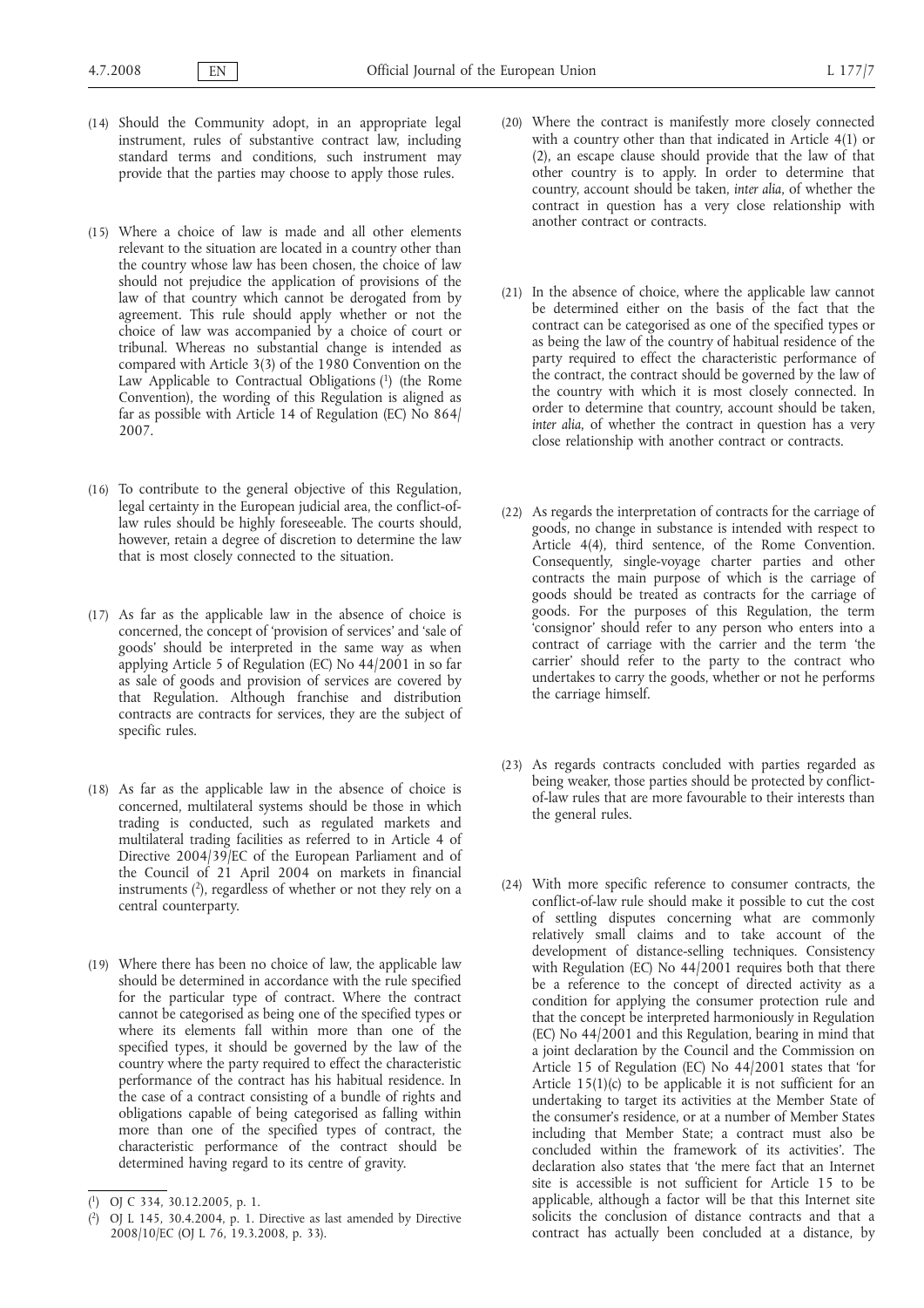(14) Should the Community adopt, in an appropriate legal instrument, rules of substantive contract law, including standard terms and conditions, such instrument may provide that the parties may choose to apply those rules.

(15) Where a choice of law is made and all other elements relevant to the situation are located in a country other than the country whose law has been chosen, the choice of law should not prejudice the application of provisions of the law of that country which cannot be derogated from by agreement. This rule should apply whether or not the choice of law was accompanied by a choice of court or tribunal. Whereas no substantial change is intended as compared with Article 3(3) of the 1980 Convention on the Law Applicable to Contractual Obligations [1] (the Rome Convention), the wording of this Regulation is aligned as far as possible with Article 14 of Regulation (EC) No 864/2007.

(16) To contribute to the general objective of this Regulation, legal certainty in the European judicial area, the conflict-of-law rules should be highly foreseeable. The courts should, however, retain a degree of discretion to determine the law that is most closely connected to the situation.

(17) As far as the applicable law in the absence of choice is concerned, the concept of 'provision of services' and 'sale of goods' should be interpreted in the same way as when applying Article 5 of Regulation (EC) No 44/2001 in so far as sale of goods and provision of services are covered by that Regulation. Although franchise and distribution contracts are contracts for services, they are the subject of specific rules.

(18) As far as the applicable law in the absence of choice is concerned, multilateral systems should be those in which trading is conducted, such as regulated markets and multilateral trading facilities as referred to in Article 4 of Directive 2004/39/EC of the European Parliament and of the Council of 21 April 2004 on markets in financial instruments [2], regardless of whether or not they rely on a central counterparty.

(19) Where there has been no choice of law, the applicable law should be determined in accordance with the rule specified for the particular type of contract. Where the contract cannot be categorised as being one of the specified types or where its elements fall within more than one of the specified types, it should be governed by the law of the country where the party required to effect the characteristic performance of the contract has his habitual residence. In the case of a contract consisting of a bundle of rights and obligations capable of being categorised as falling within more than one of the specified types of contract, the characteristic performance of the contract should be determined having regard to its centre of gravity.

(20) Where the contract is manifestly more closely connected with a country other than that indicated in Article 4(1) or (2), an escape clause should provide that the law of that other country is to apply. In order to determine that country, account should be taken, *inter alia*, of whether the contract in question has a very close relationship with another contract or contracts.

(21) In the absence of choice, where the applicable law cannot be determined either on the basis of the fact that the contract can be categorised as one of the specified types or as being the law of the country of habitual residence of the party required to effect the characteristic performance of the contract, the contract should be governed by the law of the country with which it is most closely connected. In order to determine that country, account should be taken, *inter alia*, of whether the contract in question has a very close relationship with another contract or contracts.

(22) As regards the interpretation of contracts for the carriage of goods, no change in substance is intended with respect to Article 4(4), third sentence, of the Rome Convention. Consequently, single-voyage charter parties and other contracts the main purpose of which is the carriage of goods should be treated as contracts for the carriage of goods. For the purposes of this Regulation, the term 'consignor' should refer to any person who enters into a contract of carriage with the carrier and the term 'the carrier' should refer to the party to the contract who undertakes to carry the goods, whether or not he performs the carriage himself.

(23) As regards contracts concluded with parties regarded as being weaker, those parties should be protected by conflict-of-law rules that are more favourable to their interests than the general rules.

(24) With more specific reference to consumer contracts, the conflict-of-law rule should make it possible to cut the cost of settling disputes concerning what are commonly relatively small claims and to take account of the development of distance-selling techniques. Consistency with Regulation (EC) No 44/2001 requires both that there be a reference to the concept of directed activity as a condition for applying the consumer protection rule and that the concept be interpreted harmoniously in Regulation (EC) No 44/2001 and this Regulation, bearing in mind that a joint declaration by the Council and the Commission on Article 15 of Regulation (EC) No 44/2001 states that 'for Article 15(1)(c) to be applicable it is not sufficient for an undertaking to target its activities at the Member State of the consumer's residence, or at a number of Member States including that Member State; a contract must also be concluded within the framework of its activities'. The declaration also states that 'the mere fact that an Internet site is accessible is not sufficient for Article 15 to be applicable, although a factor will be that this Internet site solicits the conclusion of distance contracts and that a contract has actually been concluded at a distance, by

[1] OJ C 334, 30.12.2005, p. 1.

[2] OJ L 145, 30.4.2004, p. 1. Directive as last amended by Directive 2008/10/EC (OJ L 76, 19.3.2008, p. 33).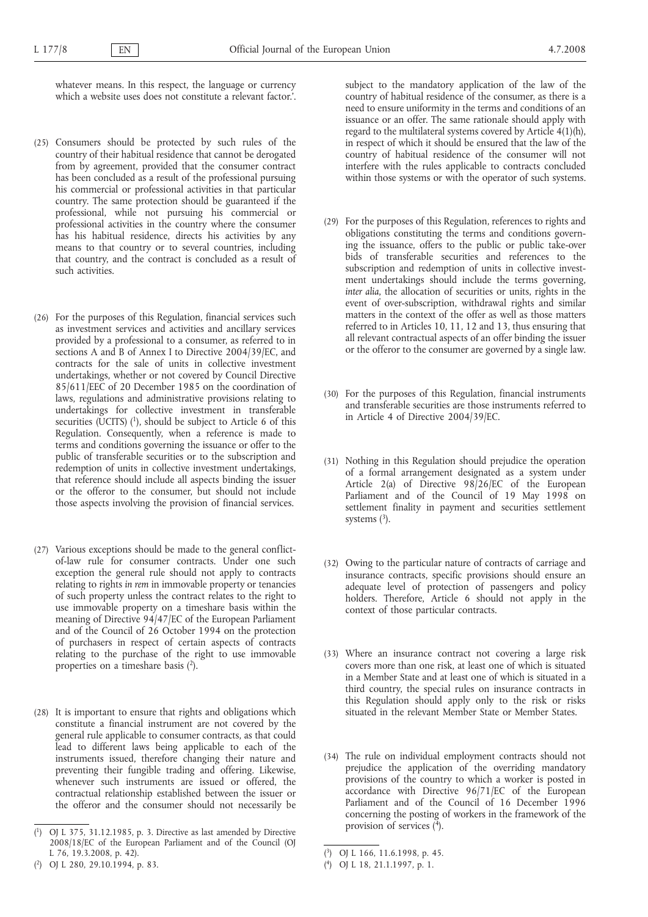whatever means. In this respect, the language or currency which a website uses does not constitute a relevant factor.'.

(25) Consumers should be protected by such rules of the country of their habitual residence that cannot be derogated from by agreement, provided that the consumer contract has been concluded as a result of the professional pursuing his commercial or professional activities in that particular country. The same protection should be guaranteed if the professional, while not pursuing his commercial or professional activities in the country where the consumer has his habitual residence, directs his activities by any means to that country or to several countries, including that country, and the contract is concluded as a result of such activities.

(26) For the purposes of this Regulation, financial services such as investment services and activities and ancillary services provided by a professional to a consumer, as referred to in sections A and B of Annex I to Directive 2004/39/EC, and contracts for the sale of units in collective investment undertakings, whether or not covered by Council Directive 85/611/EEC of 20 December 1985 on the coordination of laws, regulations and administrative provisions relating to undertakings for collective investment in transferable securities (UCITS) [1], should be subject to Article 6 of this Regulation. Consequently, when a reference is made to terms and conditions governing the issuance or offer to the public of transferable securities or to the subscription and redemption of units in collective investment undertakings, that reference should include all aspects binding the issuer or the offeror to the consumer, but should not include those aspects involving the provision of financial services.

(27) Various exceptions should be made to the general conflict-of-law rule for consumer contracts. Under one such exception the general rule should not apply to contracts relating to rights *in rem* in immovable property or tenancies of such property unless the contract relates to the right to use immovable property on a timeshare basis within the meaning of Directive 94/47/EC of the European Parliament and of the Council of 26 October 1994 on the protection of purchasers in respect of certain aspects of contracts relating to the purchase of the right to use immovable properties on a timeshare basis [2].

(28) It is important to ensure that rights and obligations which constitute a financial instrument are not covered by the general rule applicable to consumer contracts, as that could lead to different laws being applicable to each of the instruments issued, therefore changing their nature and preventing their fungible trading and offering. Likewise, whenever such instruments are issued or offered, the contractual relationship established between the issuer or the offeror and the consumer should not necessarily be subject to the mandatory application of the law of the country of habitual residence of the consumer, as there is a need to ensure uniformity in the terms and conditions of an issuance or an offer. The same rationale should apply with regard to the multilateral systems covered by Article 4(1)(h), in respect of which it should be ensured that the law of the country of habitual residence of the consumer will not interfere with the rules applicable to contracts concluded within those systems or with the operator of such systems.

(29) For the purposes of this Regulation, references to rights and obligations constituting the terms and conditions governing the issuance, offers to the public or public take-over bids of transferable securities and references to the subscription and redemption of units in collective investment undertakings should include the terms governing, *inter alia*, the allocation of securities or units, rights in the event of over-subscription, withdrawal rights and similar matters in the context of the offer as well as those matters referred to in Articles 10, 11, 12 and 13, thus ensuring that all relevant contractual aspects of an offer binding the issuer or the offeror to the consumer are governed by a single law.

(30) For the purposes of this Regulation, financial instruments and transferable securities are those instruments referred to in Article 4 of Directive 2004/39/EC.

(31) Nothing in this Regulation should prejudice the operation of a formal arrangement designated as a system under Article 2(a) of Directive 98/26/EC of the European Parliament and of the Council of 19 May 1998 on settlement finality in payment and securities settlement systems [3].

(32) Owing to the particular nature of contracts of carriage and insurance contracts, specific provisions should ensure an adequate level of protection of passengers and policy holders. Therefore, Article 6 should not apply in the context of those particular contracts.

(33) Where an insurance contract not covering a large risk covers more than one risk, at least one of which is situated in a Member State and at least one of which is situated in a third country, the special rules on insurance contracts in this Regulation should apply only to the risk or risks situated in the relevant Member State or Member States.

(34) The rule on individual employment contracts should not prejudice the application of the overriding mandatory provisions of the country to which a worker is posted in accordance with Directive 96/71/EC of the European Parliament and of the Council of 16 December 1996 concerning the posting of workers in the framework of the provision of services [4].

---

[1] OJ L 375, 31.12.1985, p. 3. Directive as last amended by Directive 2008/18/EC of the European Parliament and of the Council (OJ L 76, 19.3.2008, p. 42).

[2] OJ L 280, 29.10.1994, p. 83.

[3] OJ L 166, 11.6.1998, p. 45.

[4] OJ L 18, 21.1.1997, p. 1.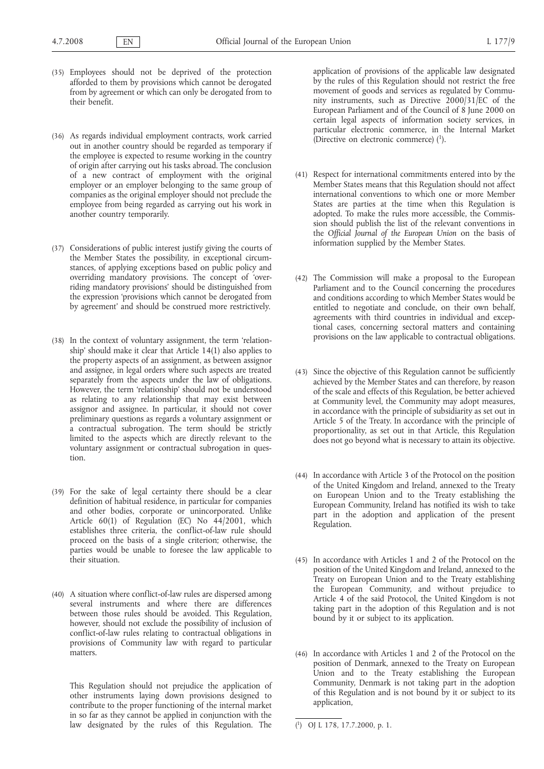(35) Employees should not be deprived of the protection afforded to them by provisions which cannot be derogated from by agreement or which can only be derogated from to their benefit.

(36) As regards individual employment contracts, work carried out in another country should be regarded as temporary if the employee is expected to resume working in the country of origin after carrying out his tasks abroad. The conclusion of a new contract of employment with the original employer or an employer belonging to the same group of companies as the original employer should not preclude the employee from being regarded as carrying out his work in another country temporarily.

(37) Considerations of public interest justify giving the courts of the Member States the possibility, in exceptional circumstances, of applying exceptions based on public policy and overriding mandatory provisions. The concept of 'overriding mandatory provisions' should be distinguished from the expression 'provisions which cannot be derogated from by agreement' and should be construed more restrictively.

(38) In the context of voluntary assignment, the term 'relationship' should make it clear that Article 14(1) also applies to the property aspects of an assignment, as between assignor and assignee, in legal orders where such aspects are treated separately from the aspects under the law of obligations. However, the term 'relationship' should not be understood as relating to any relationship that may exist between assignor and assignee. In particular, it should not cover preliminary questions as regards a voluntary assignment or a contractual subrogation. The term should be strictly limited to the aspects which are directly relevant to the voluntary assignment or contractual subrogation in question.

(39) For the sake of legal certainty there should be a clear definition of habitual residence, in particular for companies and other bodies, corporate or unincorporated. Unlike Article 60(1) of Regulation (EC) No 44/2001, which establishes three criteria, the conflict-of-law rule should proceed on the basis of a single criterion; otherwise, the parties would be unable to foresee the law applicable to their situation.

(40) A situation where conflict-of-law rules are dispersed among several instruments and where there are differences between those rules should be avoided. This Regulation, however, should not exclude the possibility of inclusion of conflict-of-law rules relating to contractual obligations in provisions of Community law with regard to particular matters.

This Regulation should not prejudice the application of other instruments laying down provisions designed to contribute to the proper functioning of the internal market in so far as they cannot be applied in conjunction with the law designated by the rules of this Regulation. The application of provisions of the applicable law designated by the rules of this Regulation should not restrict the free movement of goods and services as regulated by Community instruments, such as Directive 2000/31/EC of the European Parliament and of the Council of 8 June 2000 on certain legal aspects of information society services, in particular electronic commerce, in the Internal Market (Directive on electronic commerce) [1].

(41) Respect for international commitments entered into by the Member States means that this Regulation should not affect international conventions to which one or more Member States are parties at the time when this Regulation is adopted. To make the rules more accessible, the Commission should publish the list of the relevant conventions in the *Official Journal of the European Union* on the basis of information supplied by the Member States.

(42) The Commission will make a proposal to the European Parliament and to the Council concerning the procedures and conditions according to which Member States would be entitled to negotiate and conclude, on their own behalf, agreements with third countries in individual and exceptional cases, concerning sectoral matters and containing provisions on the law applicable to contractual obligations.

(43) Since the objective of this Regulation cannot be sufficiently achieved by the Member States and can therefore, by reason of the scale and effects of this Regulation, be better achieved at Community level, the Community may adopt measures, in accordance with the principle of subsidiarity as set out in Article 5 of the Treaty. In accordance with the principle of proportionality, as set out in that Article, this Regulation does not go beyond what is necessary to attain its objective.

(44) In accordance with Article 3 of the Protocol on the position of the United Kingdom and Ireland, annexed to the Treaty on European Union and to the Treaty establishing the European Community, Ireland has notified its wish to take part in the adoption and application of the present Regulation.

(45) In accordance with Articles 1 and 2 of the Protocol on the position of the United Kingdom and Ireland, annexed to the Treaty on European Union and to the Treaty establishing the European Community, and without prejudice to Article 4 of the said Protocol, the United Kingdom is not taking part in the adoption of this Regulation and is not bound by it or subject to its application.

(46) In accordance with Articles 1 and 2 of the Protocol on the position of Denmark, annexed to the Treaty on European Union and to the Treaty establishing the European Community, Denmark is not taking part in the adoption of this Regulation and is not bound by it or subject to its application,

---

[1] OJ L 178, 17.7.2000, p. 1.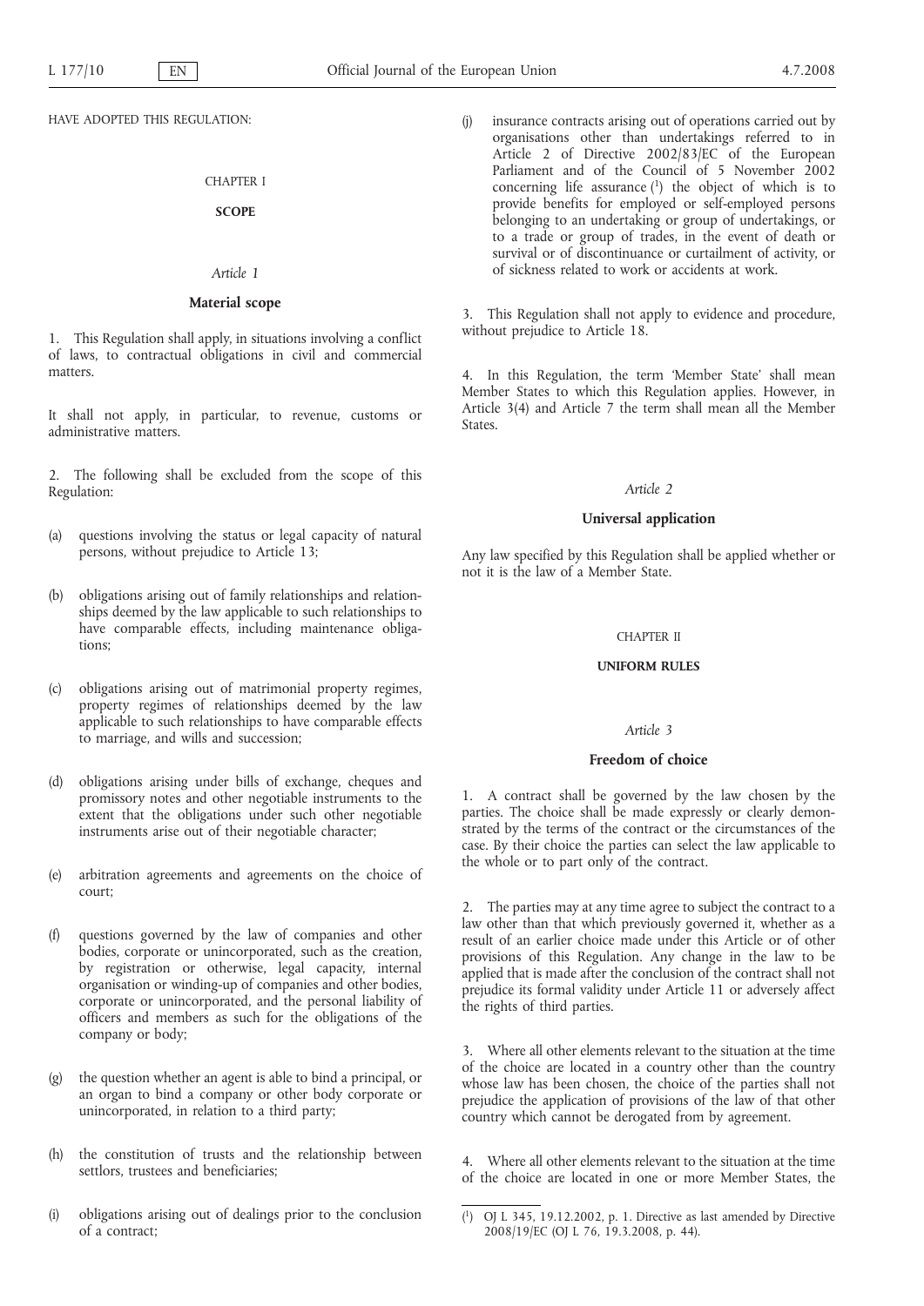HAVE ADOPTED THIS REGULATION:

CHAPTER I

**SCOPE**

*Article 1*

**Material scope**

1. This Regulation shall apply, in situations involving a conflict of laws, to contractual obligations in civil and commercial matters.

It shall not apply, in particular, to revenue, customs or administrative matters.

2. The following shall be excluded from the scope of this Regulation:

(a) questions involving the status or legal capacity of natural persons, without prejudice to Article 13;

(b) obligations arising out of family relationships and relationships deemed by the law applicable to such relationships to have comparable effects, including maintenance obligations;

(c) obligations arising out of matrimonial property regimes, property regimes of relationships deemed by the law applicable to such relationships to have comparable effects to marriage, and wills and succession;

(d) obligations arising under bills of exchange, cheques and promissory notes and other negotiable instruments to the extent that the obligations under such other negotiable instruments arise out of their negotiable character;

(e) arbitration agreements and agreements on the choice of court;

(f) questions governed by the law of companies and other bodies, corporate or unincorporated, such as the creation, by registration or otherwise, legal capacity, internal organisation or winding-up of companies and other bodies, corporate or unincorporated, and the personal liability of officers and members as such for the obligations of the company or body;

(g) the question whether an agent is able to bind a principal, or an organ to bind a company or other body corporate or unincorporated, in relation to a third party;

(h) the constitution of trusts and the relationship between settlors, trustees and beneficiaries;

(i) obligations arising out of dealings prior to the conclusion of a contract;

(j) insurance contracts arising out of operations carried out by organisations other than undertakings referred to in Article 2 of Directive 2002/83/EC of the European Parliament and of the Council of 5 November 2002 concerning life assurance [1] the object of which is to provide benefits for employed or self-employed persons belonging to an undertaking or group of undertakings, or to a trade or group of trades, in the event of death or survival or of discontinuance or curtailment of activity, or of sickness related to work or accidents at work.

3. This Regulation shall not apply to evidence and procedure, without prejudice to Article 18.

4. In this Regulation, the term 'Member State' shall mean Member States to which this Regulation applies. However, in Article 3(4) and Article 7 the term shall mean all the Member States.

*Article 2*

**Universal application**

Any law specified by this Regulation shall be applied whether or not it is the law of a Member State.

CHAPTER II

**UNIFORM RULES**

*Article 3*

**Freedom of choice**

1. A contract shall be governed by the law chosen by the parties. The choice shall be made expressly or clearly demonstrated by the terms of the contract or the circumstances of the case. By their choice the parties can select the law applicable to the whole or to part only of the contract.

2. The parties may at any time agree to subject the contract to a law other than that which previously governed it, whether as a result of an earlier choice made under this Article or of other provisions of this Regulation. Any change in the law to be applied that is made after the conclusion of the contract shall not prejudice its formal validity under Article 11 or adversely affect the rights of third parties.

3. Where all other elements relevant to the situation at the time of the choice are located in a country other than the country whose law has been chosen, the choice of the parties shall not prejudice the application of provisions of the law of that other country which cannot be derogated from by agreement.

4. Where all other elements relevant to the situation at the time of the choice are located in one or more Member States, the

---

[1] OJ L 345, 19.12.2002, p. 1. Directive as last amended by Directive 2008/19/EC (OJ L 76, 19.3.2008, p. 44).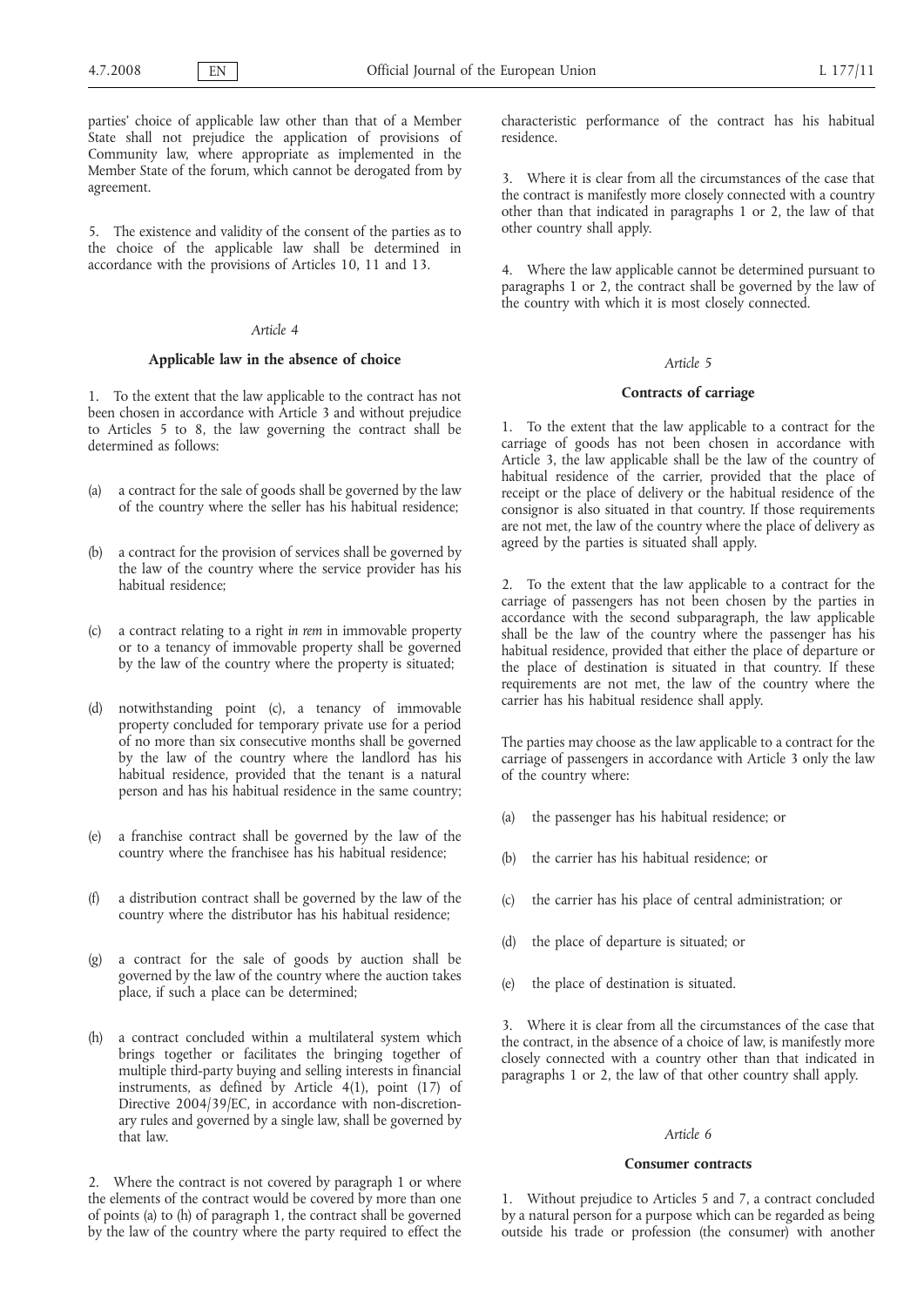parties' choice of applicable law other than that of a Member State shall not prejudice the application of provisions of Community law, where appropriate as implemented in the Member State of the forum, which cannot be derogated from by agreement.

5. The existence and validity of the consent of the parties as to the choice of the applicable law shall be determined in accordance with the provisions of Articles 10, 11 and 13.

*Article 4*

**Applicable law in the absence of choice**

1. To the extent that the law applicable to the contract has not been chosen in accordance with Article 3 and without prejudice to Articles 5 to 8, the law governing the contract shall be determined as follows:

(a) a contract for the sale of goods shall be governed by the law of the country where the seller has his habitual residence;

(b) a contract for the provision of services shall be governed by the law of the country where the service provider has his habitual residence;

(c) a contract relating to a right *in rem* in immovable property or to a tenancy of immovable property shall be governed by the law of the country where the property is situated;

(d) notwithstanding point (c), a tenancy of immovable property concluded for temporary private use for a period of no more than six consecutive months shall be governed by the law of the country where the landlord has his habitual residence, provided that the tenant is a natural person and has his habitual residence in the same country;

(e) a franchise contract shall be governed by the law of the country where the franchisee has his habitual residence;

(f) a distribution contract shall be governed by the law of the country where the distributor has his habitual residence;

(g) a contract for the sale of goods by auction shall be governed by the law of the country where the auction takes place, if such a place can be determined;

(h) a contract concluded within a multilateral system which brings together or facilitates the bringing together of multiple third-party buying and selling interests in financial instruments, as defined by Article 4(1), point (17) of Directive 2004/39/EC, in accordance with non-discretionary rules and governed by a single law, shall be governed by that law.

2. Where the contract is not covered by paragraph 1 or where the elements of the contract would be covered by more than one of points (a) to (h) of paragraph 1, the contract shall be governed by the law of the country where the party required to effect the characteristic performance of the contract has his habitual residence.

3. Where it is clear from all the circumstances of the case that the contract is manifestly more closely connected with a country other than that indicated in paragraphs 1 or 2, the law of that other country shall apply.

4. Where the law applicable cannot be determined pursuant to paragraphs 1 or 2, the contract shall be governed by the law of the country with which it is most closely connected.

*Article 5*

**Contracts of carriage**

1. To the extent that the law applicable to a contract for the carriage of goods has not been chosen in accordance with Article 3, the law applicable shall be the law of the country of habitual residence of the carrier, provided that the place of receipt or the place of delivery or the habitual residence of the consignor is also situated in that country. If those requirements are not met, the law of the country where the place of delivery as agreed by the parties is situated shall apply.

2. To the extent that the law applicable to a contract for the carriage of passengers has not been chosen by the parties in accordance with the second subparagraph, the law applicable shall be the law of the country where the passenger has his habitual residence, provided that either the place of departure or the place of destination is situated in that country. If these requirements are not met, the law of the country where the carrier has his habitual residence shall apply.

The parties may choose as the law applicable to a contract for the carriage of passengers in accordance with Article 3 only the law of the country where:

(a) the passenger has his habitual residence; or

(b) the carrier has his habitual residence; or

(c) the carrier has his place of central administration; or

(d) the place of departure is situated; or

(e) the place of destination is situated.

3. Where it is clear from all the circumstances of the case that the contract, in the absence of a choice of law, is manifestly more closely connected with a country other than that indicated in paragraphs 1 or 2, the law of that other country shall apply.

*Article 6*

**Consumer contracts**

1. Without prejudice to Articles 5 and 7, a contract concluded by a natural person for a purpose which can be regarded as being outside his trade or profession (the consumer) with another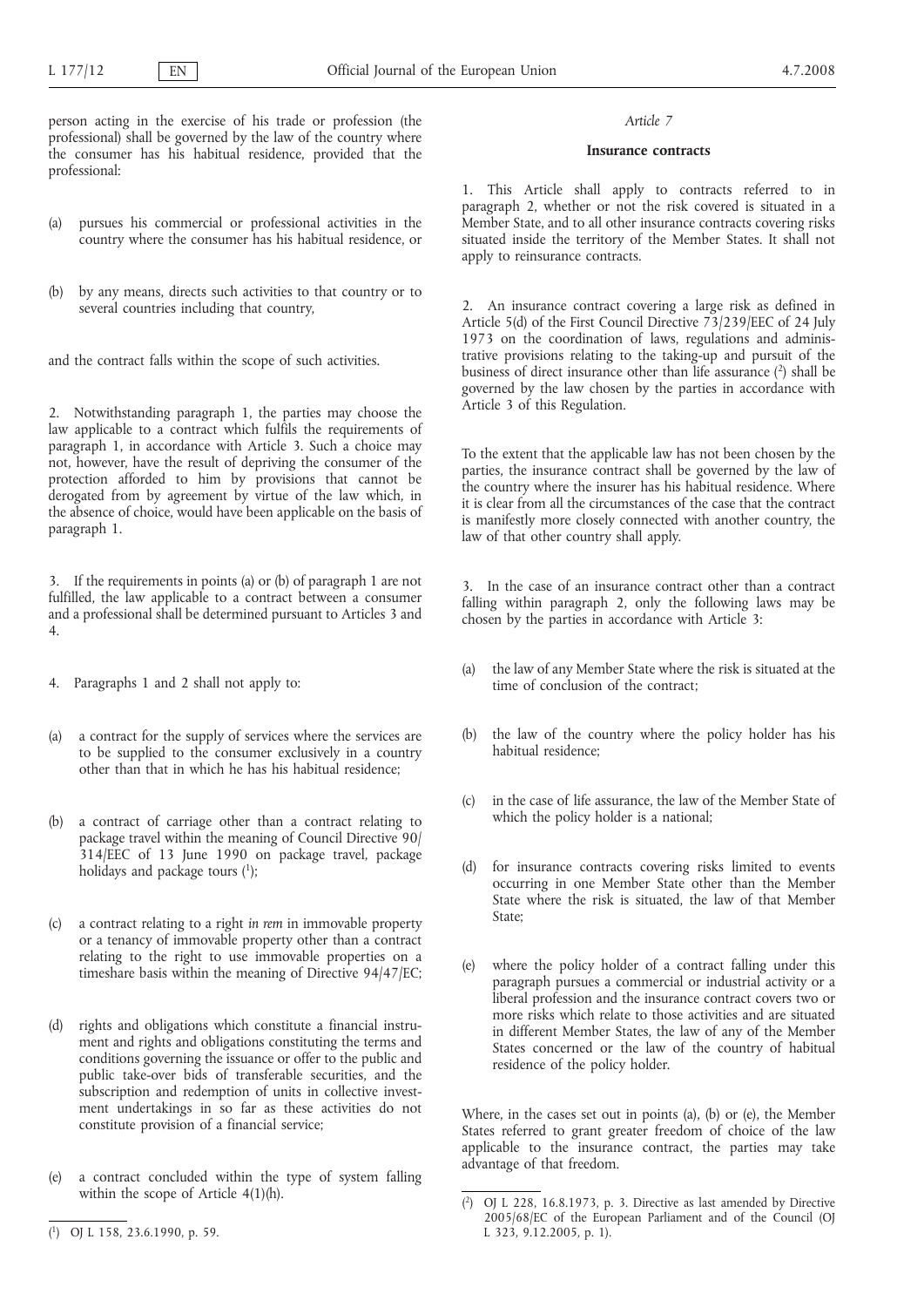person acting in the exercise of his trade or profession (the professional) shall be governed by the law of the country where the consumer has his habitual residence, provided that the professional:

(a) pursues his commercial or professional activities in the country where the consumer has his habitual residence, or

(b) by any means, directs such activities to that country or to several countries including that country,

and the contract falls within the scope of such activities.

2. Notwithstanding paragraph 1, the parties may choose the law applicable to a contract which fulfils the requirements of paragraph 1, in accordance with Article 3. Such a choice may not, however, have the result of depriving the consumer of the protection afforded to him by provisions that cannot be derogated from by agreement by virtue of the law which, in the absence of choice, would have been applicable on the basis of paragraph 1.

3. If the requirements in points (a) or (b) of paragraph 1 are not fulfilled, the law applicable to a contract between a consumer and a professional shall be determined pursuant to Articles 3 and 4.

4. Paragraphs 1 and 2 shall not apply to:

(a) a contract for the supply of services where the services are to be supplied to the consumer exclusively in a country other than that in which he has his habitual residence;

(b) a contract of carriage other than a contract relating to package travel within the meaning of Council Directive 90/314/EEC of 13 June 1990 on package travel, package holidays and package tours [1];

(c) a contract relating to a right *in rem* in immovable property or a tenancy of immovable property other than a contract relating to the right to use immovable properties on a timeshare basis within the meaning of Directive 94/47/EC;

(d) rights and obligations which constitute a financial instrument and rights and obligations constituting the terms and conditions governing the issuance or offer to the public and public take-over bids of transferable securities, and the subscription and redemption of units in collective investment undertakings in so far as these activities do not constitute provision of a financial service;

(e) a contract concluded within the type of system falling within the scope of Article 4(1)(h).

*Article 7*

**Insurance contracts**

1. This Article shall apply to contracts referred to in paragraph 2, whether or not the risk covered is situated in a Member State, and to all other insurance contracts covering risks situated inside the territory of the Member States. It shall not apply to reinsurance contracts.

2. An insurance contract covering a large risk as defined in Article 5(d) of the First Council Directive 73/239/EEC of 24 July 1973 on the coordination of laws, regulations and administrative provisions relating to the taking-up and pursuit of the business of direct insurance other than life assurance [2] shall be governed by the law chosen by the parties in accordance with Article 3 of this Regulation.

To the extent that the applicable law has not been chosen by the parties, the insurance contract shall be governed by the law of the country where the insurer has his habitual residence. Where it is clear from all the circumstances of the case that the contract is manifestly more closely connected with another country, the law of that other country shall apply.

3. In the case of an insurance contract other than a contract falling within paragraph 2, only the following laws may be chosen by the parties in accordance with Article 3:

(a) the law of any Member State where the risk is situated at the time of conclusion of the contract;

(b) the law of the country where the policy holder has his habitual residence;

(c) in the case of life assurance, the law of the Member State of which the policy holder is a national;

(d) for insurance contracts covering risks limited to events occurring in one Member State other than the Member State where the risk is situated, the law of that Member State;

(e) where the policy holder of a contract falling under this paragraph pursues a commercial or industrial activity or a liberal profession and the insurance contract covers two or more risks which relate to those activities and are situated in different Member States, the law of any of the Member States concerned or the law of the country of habitual residence of the policy holder.

Where, in the cases set out in points (a), (b) or (e), the Member States referred to grant greater freedom of choice of the law applicable to the insurance contract, the parties may take advantage of that freedom.

---

[1] OJ L 158, 23.6.1990, p. 59.

[2] OJ L 228, 16.8.1973, p. 3. Directive as last amended by Directive 2005/68/EC of the European Parliament and of the Council (OJ L 323, 9.12.2005, p. 1).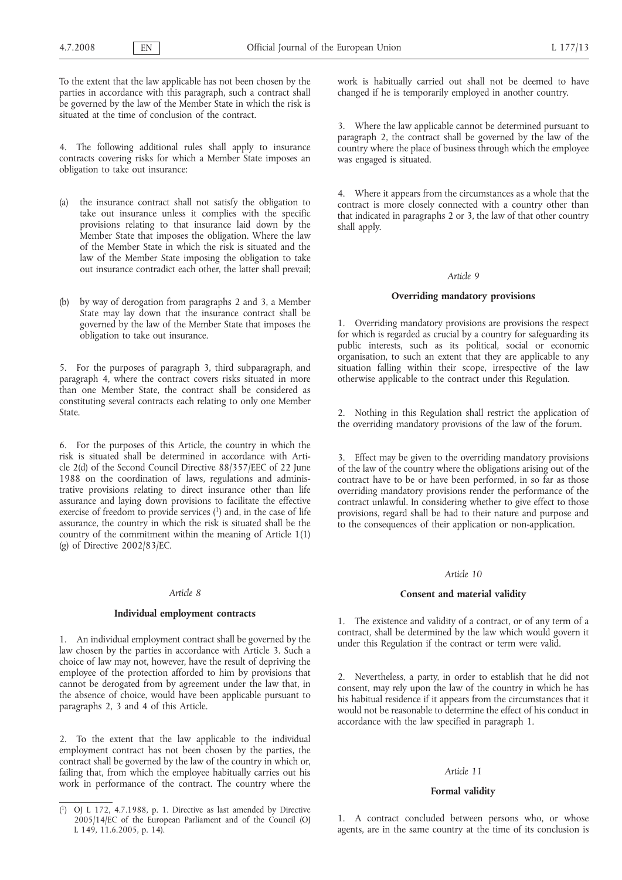To the extent that the law applicable has not been chosen by the parties in accordance with this paragraph, such a contract shall be governed by the law of the Member State in which the risk is situated at the time of conclusion of the contract.

4. The following additional rules shall apply to insurance contracts covering risks for which a Member State imposes an obligation to take out insurance:

(a) the insurance contract shall not satisfy the obligation to take out insurance unless it complies with the specific provisions relating to that insurance laid down by the Member State that imposes the obligation. Where the law of the Member State in which the risk is situated and the law of the Member State imposing the obligation to take out insurance contradict each other, the latter shall prevail;

(b) by way of derogation from paragraphs 2 and 3, a Member State may lay down that the insurance contract shall be governed by the law of the Member State that imposes the obligation to take out insurance.

5. For the purposes of paragraph 3, third subparagraph, and paragraph 4, where the contract covers risks situated in more than one Member State, the contract shall be considered as constituting several contracts each relating to only one Member State.

6. For the purposes of this Article, the country in which the risk is situated shall be determined in accordance with Article 2(d) of the Second Council Directive 88/357/EEC of 22 June 1988 on the coordination of laws, regulations and administrative provisions relating to direct insurance other than life assurance and laying down provisions to facilitate the effective exercise of freedom to provide services [1] and, in the case of life assurance, the country in which the risk is situated shall be the country of the commitment within the meaning of Article 1(1)(g) of Directive 2002/83/EC.

*Article 8*

**Individual employment contracts**

1. An individual employment contract shall be governed by the law chosen by the parties in accordance with Article 3. Such a choice of law may not, however, have the result of depriving the employee of the protection afforded to him by provisions that cannot be derogated from by agreement under the law that, in the absence of choice, would have been applicable pursuant to paragraphs 2, 3 and 4 of this Article.

2. To the extent that the law applicable to the individual employment contract has not been chosen by the parties, the contract shall be governed by the law of the country in which or, failing that, from which the employee habitually carries out his work in performance of the contract. The country where the work is habitually carried out shall not be deemed to have changed if he is temporarily employed in another country.

3. Where the law applicable cannot be determined pursuant to paragraph 2, the contract shall be governed by the law of the country where the place of business through which the employee was engaged is situated.

4. Where it appears from the circumstances as a whole that the contract is more closely connected with a country other than that indicated in paragraphs 2 or 3, the law of that other country shall apply.

*Article 9*

**Overriding mandatory provisions**

1. Overriding mandatory provisions are provisions the respect for which is regarded as crucial by a country for safeguarding its public interests, such as its political, social or economic organisation, to such an extent that they are applicable to any situation falling within their scope, irrespective of the law otherwise applicable to the contract under this Regulation.

2. Nothing in this Regulation shall restrict the application of the overriding mandatory provisions of the law of the forum.

3. Effect may be given to the overriding mandatory provisions of the law of the country where the obligations arising out of the contract have to be or have been performed, in so far as those overriding mandatory provisions render the performance of the contract unlawful. In considering whether to give effect to those provisions, regard shall be had to their nature and purpose and to the consequences of their application or non-application.

*Article 10*

**Consent and material validity**

1. The existence and validity of a contract, or of any term of a contract, shall be determined by the law which would govern it under this Regulation if the contract or term were valid.

2. Nevertheless, a party, in order to establish that he did not consent, may rely upon the law of the country in which he has his habitual residence if it appears from the circumstances that it would not be reasonable to determine the effect of his conduct in accordance with the law specified in paragraph 1.

*Article 11*

**Formal validity**

1. A contract concluded between persons who, or whose agents, are in the same country at the time of its conclusion is

---

[1] OJ L 172, 4.7.1988, p. 1. Directive as last amended by Directive 2005/14/EC of the European Parliament and of the Council (OJ L 149, 11.6.2005, p. 14).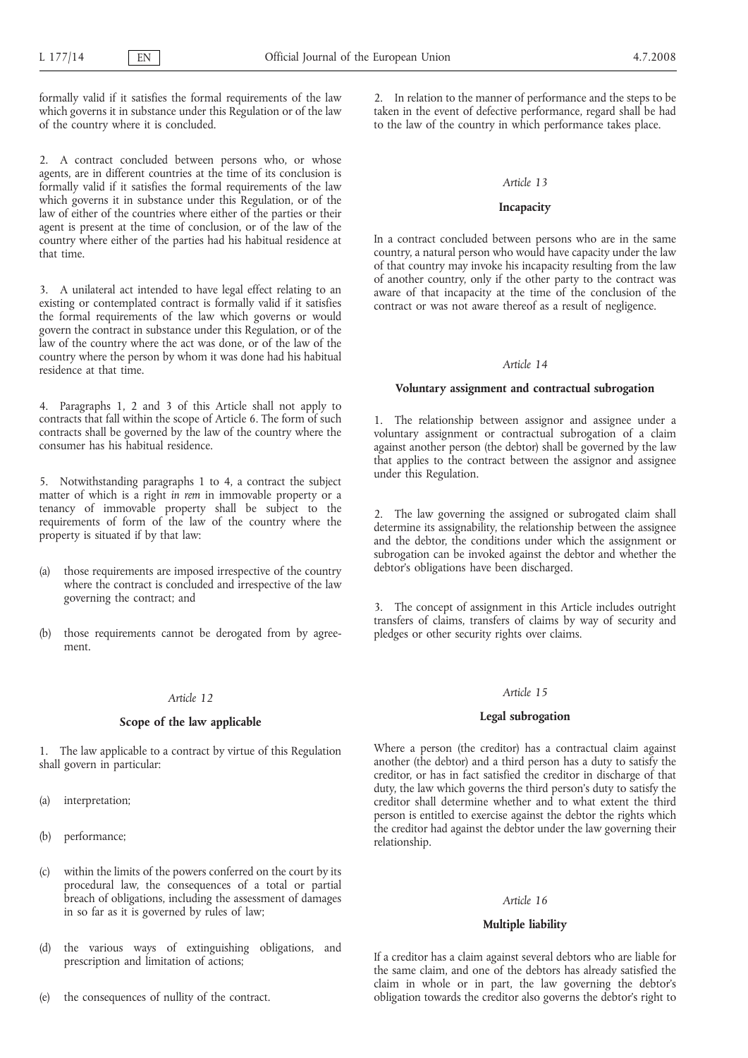formally valid if it satisfies the formal requirements of the law which governs it in substance under this Regulation or of the law of the country where it is concluded.

2. A contract concluded between persons who, or whose agents, are in different countries at the time of its conclusion is formally valid if it satisfies the formal requirements of the law which governs it in substance under this Regulation, or of the law of either of the countries where either of the parties or their agent is present at the time of conclusion, or of the law of the country where either of the parties had his habitual residence at that time.

3. A unilateral act intended to have legal effect relating to an existing or contemplated contract is formally valid if it satisfies the formal requirements of the law which governs or would govern the contract in substance under this Regulation, or of the law of the country where the act was done, or of the law of the country where the person by whom it was done had his habitual residence at that time.

4. Paragraphs 1, 2 and 3 of this Article shall not apply to contracts that fall within the scope of Article 6. The form of such contracts shall be governed by the law of the country where the consumer has his habitual residence.

5. Notwithstanding paragraphs 1 to 4, a contract the subject matter of which is a right *in rem* in immovable property or a tenancy of immovable property shall be subject to the requirements of form of the law of the country where the property is situated if by that law:

(a) those requirements are imposed irrespective of the country where the contract is concluded and irrespective of the law governing the contract; and

(b) those requirements cannot be derogated from by agreement.

*Article 12*

**Scope of the law applicable**

1. The law applicable to a contract by virtue of this Regulation shall govern in particular:

(a) interpretation;

(b) performance;

(c) within the limits of the powers conferred on the court by its procedural law, the consequences of a total or partial breach of obligations, including the assessment of damages in so far as it is governed by rules of law;

(d) the various ways of extinguishing obligations, and prescription and limitation of actions;

(e) the consequences of nullity of the contract.

2. In relation to the manner of performance and the steps to be taken in the event of defective performance, regard shall be had to the law of the country in which performance takes place.

*Article 13*

**Incapacity**

In a contract concluded between persons who are in the same country, a natural person who would have capacity under the law of that country may invoke his incapacity resulting from the law of another country, only if the other party to the contract was aware of that incapacity at the time of the conclusion of the contract or was not aware thereof as a result of negligence.

*Article 14*

**Voluntary assignment and contractual subrogation**

1. The relationship between assignor and assignee under a voluntary assignment or contractual subrogation of a claim against another person (the debtor) shall be governed by the law that applies to the contract between the assignor and assignee under this Regulation.

2. The law governing the assigned or subrogated claim shall determine its assignability, the relationship between the assignee and the debtor, the conditions under which the assignment or subrogation can be invoked against the debtor and whether the debtor's obligations have been discharged.

3. The concept of assignment in this Article includes outright transfers of claims, transfers of claims by way of security and pledges or other security rights over claims.

*Article 15*

**Legal subrogation**

Where a person (the creditor) has a contractual claim against another (the debtor) and a third person has a duty to satisfy the creditor, or has in fact satisfied the creditor in discharge of that duty, the law which governs the third person's duty to satisfy the creditor shall determine whether and to what extent the third person is entitled to exercise against the debtor the rights which the creditor had against the debtor under the law governing their relationship.

*Article 16*

**Multiple liability**

If a creditor has a claim against several debtors who are liable for the same claim, and one of the debtors has already satisfied the claim in whole or in part, the law governing the debtor's obligation towards the creditor also governs the debtor's right to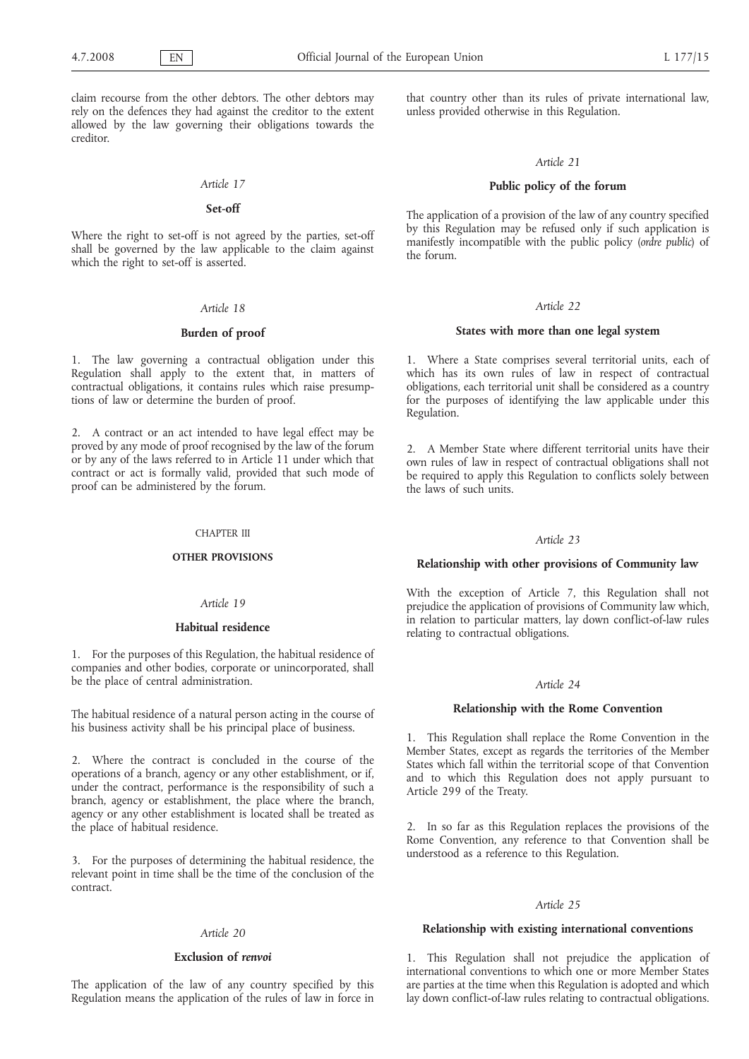claim recourse from the other debtors. The other debtors may rely on the defences they had against the creditor to the extent allowed by the law governing their obligations towards the creditor.

### *Article 17*

### Set-off

Where the right to set-off is not agreed by the parties, set-off shall be governed by the law applicable to the claim against which the right to set-off is asserted.

### *Article 18*

### Burden of proof

1. The law governing a contractual obligation under this Regulation shall apply to the extent that, in matters of contractual obligations, it contains rules which raise presumptions of law or determine the burden of proof.

2. A contract or an act intended to have legal effect may be proved by any mode of proof recognised by the law of the forum or by any of the laws referred to in Article 11 under which that contract or act is formally valid, provided that such mode of proof can be administered by the forum.

## CHAPTER III

## OTHER PROVISIONS

### *Article 19*

### Habitual residence

1. For the purposes of this Regulation, the habitual residence of companies and other bodies, corporate or unincorporated, shall be the place of central administration.

The habitual residence of a natural person acting in the course of his business activity shall be his principal place of business.

2. Where the contract is concluded in the course of the operations of a branch, agency or any other establishment, or if, under the contract, performance is the responsibility of such a branch, agency or establishment, the place where the branch, agency or any other establishment is located shall be treated as the place of habitual residence.

3. For the purposes of determining the habitual residence, the relevant point in time shall be the time of the conclusion of the contract.

### *Article 20*

### Exclusion of *renvoi*

The application of the law of any country specified by this Regulation means the application of the rules of law in force in that country other than its rules of private international law, unless provided otherwise in this Regulation.

### *Article 21*

### Public policy of the forum

The application of a provision of the law of any country specified by this Regulation may be refused only if such application is manifestly incompatible with the public policy (*ordre public*) of the forum.

### *Article 22*

### States with more than one legal system

1. Where a State comprises several territorial units, each of which has its own rules of law in respect of contractual obligations, each territorial unit shall be considered as a country for the purposes of identifying the law applicable under this Regulation.

2. A Member State where different territorial units have their own rules of law in respect of contractual obligations shall not be required to apply this Regulation to conflicts solely between the laws of such units.

### *Article 23*

### Relationship with other provisions of Community law

With the exception of Article 7, this Regulation shall not prejudice the application of provisions of Community law which, in relation to particular matters, lay down conflict-of-law rules relating to contractual obligations.

### *Article 24*

### Relationship with the Rome Convention

1. This Regulation shall replace the Rome Convention in the Member States, except as regards the territories of the Member States which fall within the territorial scope of that Convention and to which this Regulation does not apply pursuant to Article 299 of the Treaty.

2. In so far as this Regulation replaces the provisions of the Rome Convention, any reference to that Convention shall be understood as a reference to this Regulation.

### *Article 25*

### Relationship with existing international conventions

1. This Regulation shall not prejudice the application of international conventions to which one or more Member States are parties at the time when this Regulation is adopted and which lay down conflict-of-law rules relating to contractual obligations.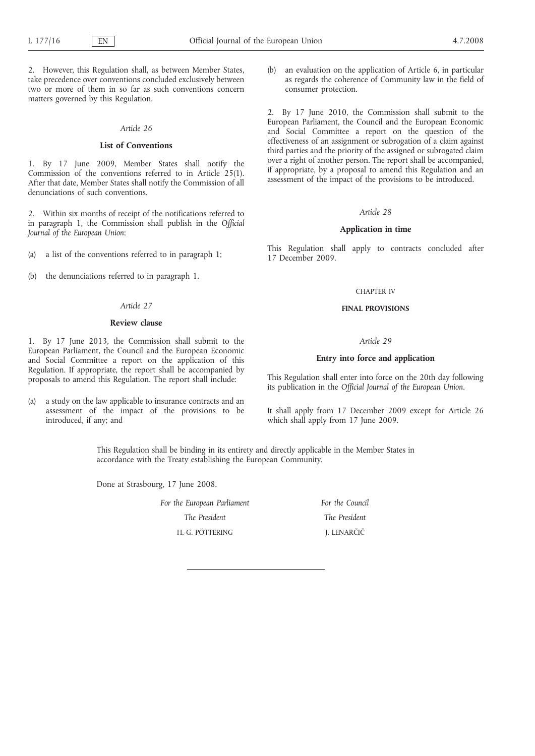2. However, this Regulation shall, as between Member States, take precedence over conventions concluded exclusively between two or more of them in so far as such conventions concern matters governed by this Regulation.

*Article 26*

**List of Conventions**

1. By 17 June 2009, Member States shall notify the Commission of the conventions referred to in Article 25(1). After that date, Member States shall notify the Commission of all denunciations of such conventions.

2. Within six months of receipt of the notifications referred to in paragraph 1, the Commission shall publish in the *Official Journal of the European Union*:

(a) a list of the conventions referred to in paragraph 1;

(b) the denunciations referred to in paragraph 1.

*Article 27*

**Review clause**

1. By 17 June 2013, the Commission shall submit to the European Parliament, the Council and the European Economic and Social Committee a report on the application of this Regulation. If appropriate, the report shall be accompanied by proposals to amend this Regulation. The report shall include:

(a) a study on the law applicable to insurance contracts and an assessment of the impact of the provisions to be introduced, if any; and

(b) an evaluation on the application of Article 6, in particular as regards the coherence of Community law in the field of consumer protection.

2. By 17 June 2010, the Commission shall submit to the European Parliament, the Council and the European Economic and Social Committee a report on the question of the effectiveness of an assignment or subrogation of a claim against third parties and the priority of the assigned or subrogated claim over a right of another person. The report shall be accompanied, if appropriate, by a proposal to amend this Regulation and an assessment of the impact of the provisions to be introduced.

*Article 28*

**Application in time**

This Regulation shall apply to contracts concluded after 17 December 2009.

CHAPTER IV

**FINAL PROVISIONS**

*Article 29*

**Entry into force and application**

This Regulation shall enter into force on the 20th day following its publication in the *Official Journal of the European Union*.

It shall apply from 17 December 2009 except for Article 26 which shall apply from 17 June 2009.

This Regulation shall be binding in its entirety and directly applicable in the Member States in accordance with the Treaty establishing the European Community.

Done at Strasbourg, 17 June 2008.

*For the European Parliament*
*The President*
H.-G. PÖTTERING

*For the Council*
*The President*
J. LENARČIČ